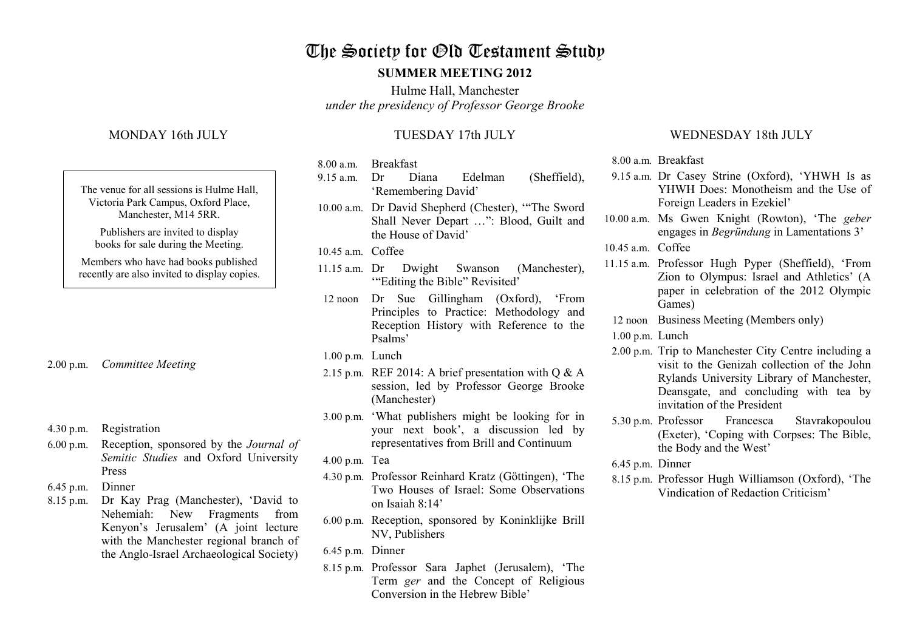# The Society for Old Testament Study

## SUMMER MEETING 2012

Hulme Hall, Manchester

*under the presidency of Professor George Brooke*

### MONDAY 16th JULY

The venue for all sessions is Hulme Hall, Victoria Park Campus, Oxford Place, Manchester, M14 5RR.

Publishers are invited to display books for sale during the Meeting.

Members who have had books published recently are also invited to display copies.

- 2.00 p.m. *Committee Meeting*
- 4.30 p.m. Registration
- 6.00 p.m. Reception, sponsored by the *Journal of Semitic Studies* and Oxford University Press
- 6.45 p.m. Dinner
- 8.15 p.m. Dr Kay Prag (Manchester), 'David to Nehemiah: New Fragments from Kenyon's Jerusalem' (A joint lecture with the Manchester regional branch of the Anglo-Israel Archaeological Society)

### TUESDAY 17th JULY

- 8.00 a.m. Breakfast
- 9.15 a.m. Dr Diana Edelman (Sheffield), 'Remembering David'
- 10.00 a.m. Dr David Shepherd (Chester), '"The Sword Shall Never Depart …": Blood, Guilt and the House of David'
- 10.45 a.m. Coffee
- 11.15 a.m. Dr Dwight Swanson (Manchester), '"Editing the Bible" Revisited'
- 12 noon Dr Sue Gillingham (Oxford), 'From Principles to Practice: Methodology and Reception History with Reference to the Psalms'
- 1.00 p.m. Lunch
- 2.15 p.m. REF 2014: A brief presentation with Q & A session, led by Professor George Brooke (Manchester)
- 3.00 p.m. 'What publishers might be looking for in your next book', a discussion led by representatives from Brill and Continuum
- 4.00 p.m. Tea
- 4.30 p.m. Professor Reinhard Kratz (Göttingen), 'The Two Houses of Israel: Some Observations on Isaiah 8:14'
- 6.00 p.m. Reception, sponsored by Koninklijke Brill NV, Publishers
- 6.45 p.m. Dinner
- 8.15 p.m. Professor Sara Japhet (Jerusalem), 'The Term *ger* and the Concept of Religious Conversion in the Hebrew Bible'

### WEDNESDAY 18th JULY

- 8.00 a.m. Breakfast
- 9.15 a.m. Dr Casey Strine (Oxford), 'YHWH Is as YHWH Does: Monotheism and the Use of Foreign Leaders in Ezekiel'
- 10.00 a.m. Ms Gwen Knight (Rowton), 'The *geber* engages in *Begründung* in Lamentations 3'
- 10.45 a.m. Coffee
- 11.15 a.m. Professor Hugh Pyper (Sheffield), 'From Zion to Olympus: Israel and Athletics' (A paper in celebration of the 2012 Olympic Games)
- 12 noon Business Meeting (Members only)
- 1.00 p.m. Lunch
- 2.00 p.m. Trip to Manchester City Centre including a visit to the Genizah collection of the John Rylands University Library of Manchester, Deansgate, and concluding with tea by invitation of the President
- 5.30 p.m. Professor Francesca Stavrakopoulou (Exeter), 'Coping with Corpses: The Bible, the Body and the West'
- 6.45 p.m. Dinner
- 8.15 p.m. Professor Hugh Williamson (Oxford), 'The Vindication of Redaction Criticism'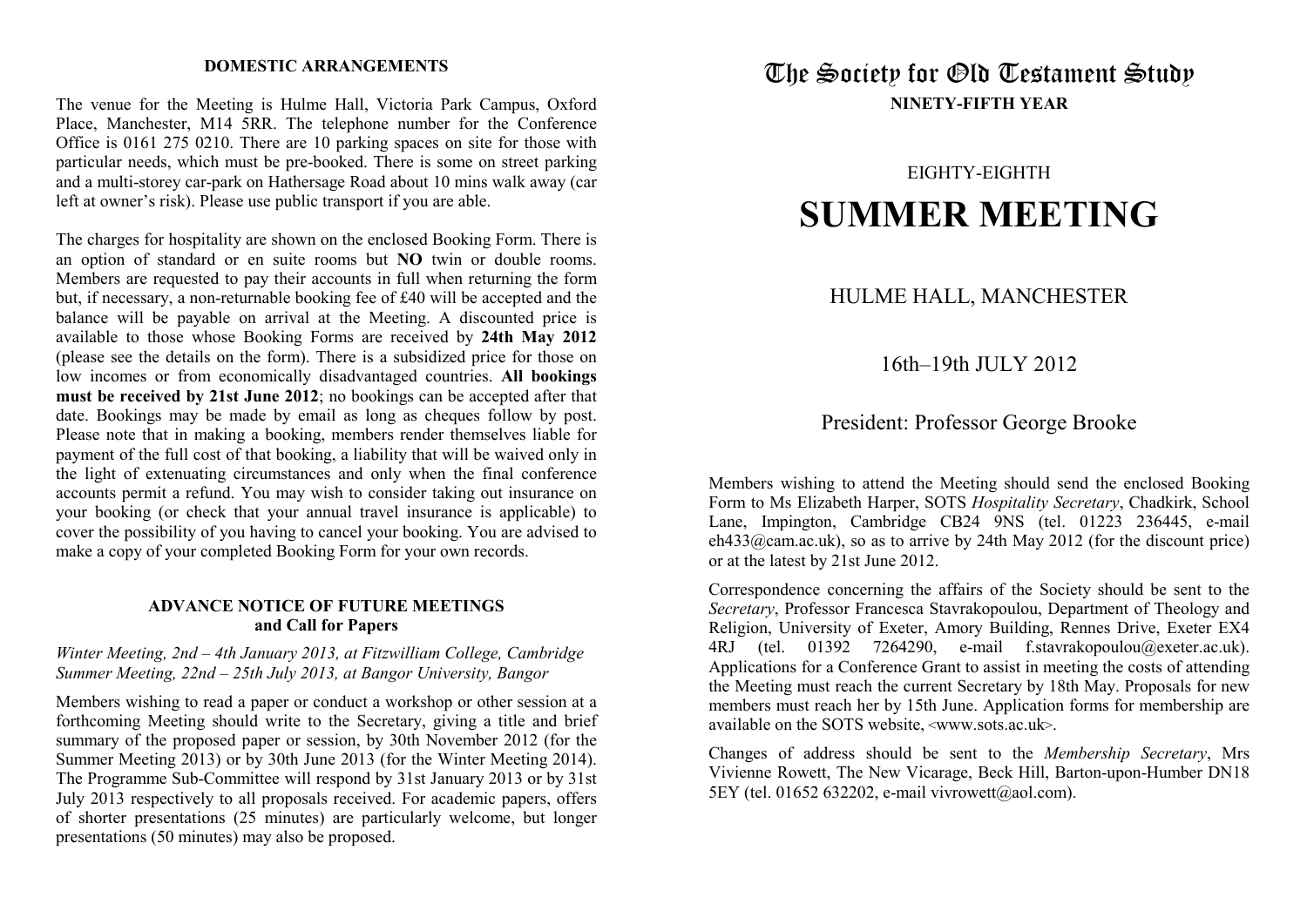## DOMESTIC ARRANGEMENTS

The venue for the Meeting is Hulme Hall, Victoria Park Campus, Oxford Place, Manchester, M14 5RR. The telephone number for the Conference Office is 0161 275 0210. There are 10 parking spaces on site for those with particular needs, which must be pre-booked. There is some on street parking and a multi-storey car-park on Hathersage Road about 10 mins walk away (car left at owner's risk). Please use public transport if you are able.

The charges for hospitality are shown on the enclosed Booking Form. There is an option of standard or en suite rooms but **NO** twin or double rooms. Members are requested to pay their accounts in full when returning the form but, if necessary, a non-returnable booking fee of £40 will be accepted and the balance will be payable on arrival at the Meeting. A discounted price is available to those whose Booking Forms are received by **24th May 2012** (please see the details on the form). There is a subsidized price for those on low incomes or from economically disadvantaged countries. **All bookings must be received by 21st June 2012**; no bookings can be accepted after that date. Bookings may be made by email as long as cheques follow by post. Please note that in making a booking, members render themselves liable for payment of the full cost of that booking, a liability that will be waived only in the light of extenuating circumstances and only when the final conference accounts permit a refund. You may wish to consider taking out insurance on your booking (or check that your annual travel insurance is applicable) to cover the possibility of you having to cancel your booking. You are advised to make a copy of your completed Booking Form for your own records.

## ADVANCE NOTICE OF FUTURE MEETINGS and Call for Papers

*Winter Meeting, 2nd – 4th January 2013, at Fitzwilliam College, Cambridge*
*Summer Meeting, 22nd – 25th July 2013, at Bangor University, Bangor*

Members wishing to read a paper or conduct a workshop or other session at a forthcoming Meeting should write to the Secretary, giving a title and brief summary of the proposed paper or session, by 30th November 2012 (for the Summer Meeting 2013) or by 30th June 2013 (for the Winter Meeting 2014). The Programme Sub-Committee will respond by 31st January 2013 or by 31st July 2013 respectively to all proposals received. For academic papers, offers of shorter presentations (25 minutes) are particularly welcome, but longer presentations (50 minutes) may also be proposed.

# The Society for Old Testament Study

**NINETY-FIFTH YEAR**

EIGHTY-EIGHTH

# SUMMER MEETING

HULME HALL, MANCHESTER

16th–19th JULY 2012

President: Professor George Brooke

Members wishing to attend the Meeting should send the enclosed Booking Form to Ms Elizabeth Harper, SOTS *Hospitality Secretary*, Chadkirk, School Lane, Impington, Cambridge CB24 9NS (tel. 01223 236445, e-mail eh433@cam.ac.uk), so as to arrive by 24th May 2012 (for the discount price) or at the latest by 21st June 2012.

Correspondence concerning the affairs of the Society should be sent to the *Secretary*, Professor Francesca Stavrakopoulou, Department of Theology and Religion, University of Exeter, Amory Building, Rennes Drive, Exeter EX4 4RJ (tel. 01392 7264290, e-mail f.stavrakopoulou@exeter.ac.uk). Applications for a Conference Grant to assist in meeting the costs of attending the Meeting must reach the current Secretary by 18th May. Proposals for new members must reach her by 15th June. Application forms for membership are available on the SOTS website, <www.sots.ac.uk>.

Changes of address should be sent to the *Membership Secretary*, Mrs Vivienne Rowett, The New Vicarage, Beck Hill, Barton-upon-Humber DN18 5EY (tel. 01652 632202, e-mail vivrowett@aol.com).